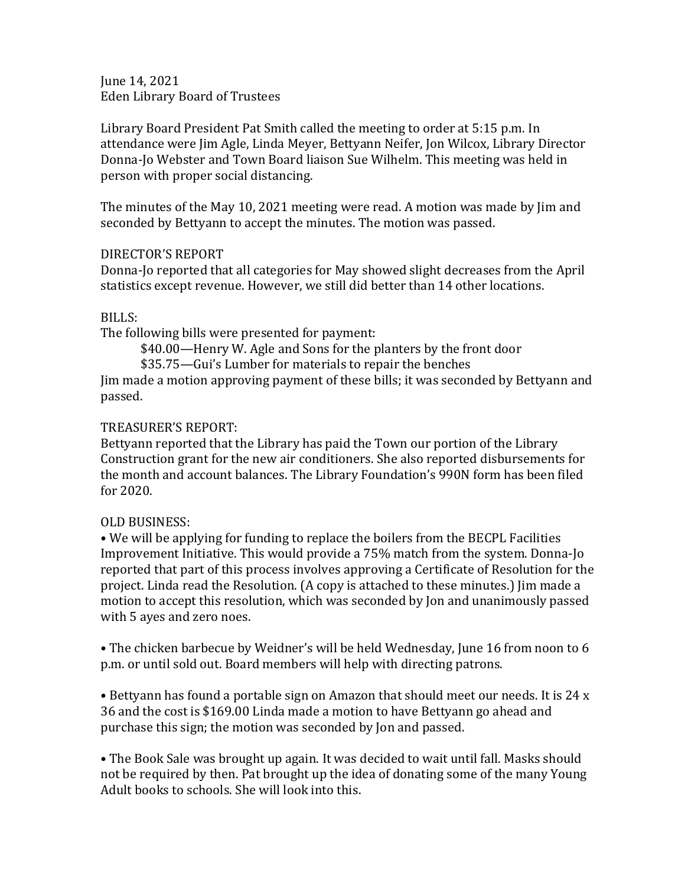June 14, 2021
Eden Library Board of Trustees

Library Board President Pat Smith called the meeting to order at 5:15 p.m. In attendance were Jim Agle, Linda Meyer, Bettyann Neifer, Jon Wilcox, Library Director Donna-Jo Webster and Town Board liaison Sue Wilhelm. This meeting was held in person with proper social distancing.

The minutes of the May 10, 2021 meeting were read. A motion was made by Jim and seconded by Bettyann to accept the minutes. The motion was passed.

DIRECTOR'S REPORT
Donna-Jo reported that all categories for May showed slight decreases from the April statistics except revenue. However, we still did better than 14 other locations.

BILLS:
The following bills were presented for payment:

$40.00—Henry W. Agle and Sons for the planters by the front door
$35.75—Gui's Lumber for materials to repair the benches

Jim made a motion approving payment of these bills; it was seconded by Bettyann and passed.

TREASURER'S REPORT:
Bettyann reported that the Library has paid the Town our portion of the Library Construction grant for the new air conditioners. She also reported disbursements for the month and account balances. The Library Foundation's 990N form has been filed for 2020.

OLD BUSINESS:

• We will be applying for funding to replace the boilers from the BECPL Facilities Improvement Initiative. This would provide a 75% match from the system. Donna-Jo reported that part of this process involves approving a Certificate of Resolution for the project. Linda read the Resolution. (A copy is attached to these minutes.) Jim made a motion to accept this resolution, which was seconded by Jon and unanimously passed with 5 ayes and zero noes.

• The chicken barbecue by Weidner's will be held Wednesday, June 16 from noon to 6 p.m. or until sold out. Board members will help with directing patrons.

• Bettyann has found a portable sign on Amazon that should meet our needs. It is 24 x 36 and the cost is $169.00 Linda made a motion to have Bettyann go ahead and purchase this sign; the motion was seconded by Jon and passed.

• The Book Sale was brought up again. It was decided to wait until fall. Masks should not be required by then. Pat brought up the idea of donating some of the many Young Adult books to schools. She will look into this.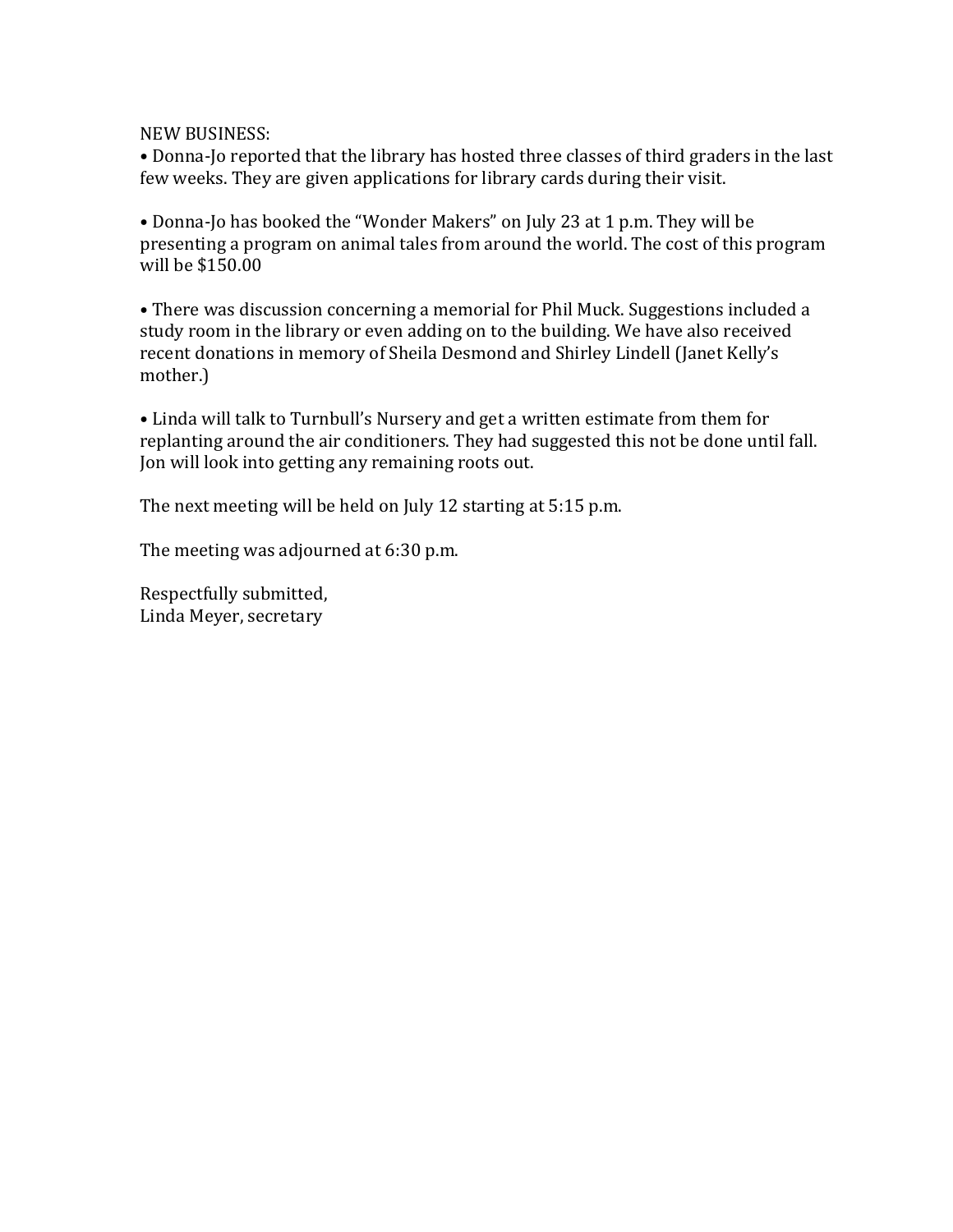NEW BUSINESS:

- Donna-Jo reported that the library has hosted three classes of third graders in the last few weeks. They are given applications for library cards during their visit.

- Donna-Jo has booked the "Wonder Makers" on July 23 at 1 p.m. They will be presenting a program on animal tales from around the world. The cost of this program will be $150.00

- There was discussion concerning a memorial for Phil Muck. Suggestions included a study room in the library or even adding on to the building. We have also received recent donations in memory of Sheila Desmond and Shirley Lindell (Janet Kelly's mother.)

- Linda will talk to Turnbull's Nursery and get a written estimate from them for replanting around the air conditioners. They had suggested this not be done until fall. Jon will look into getting any remaining roots out.

The next meeting will be held on July 12 starting at 5:15 p.m.

The meeting was adjourned at 6:30 p.m.

Respectfully submitted,
Linda Meyer, secretary